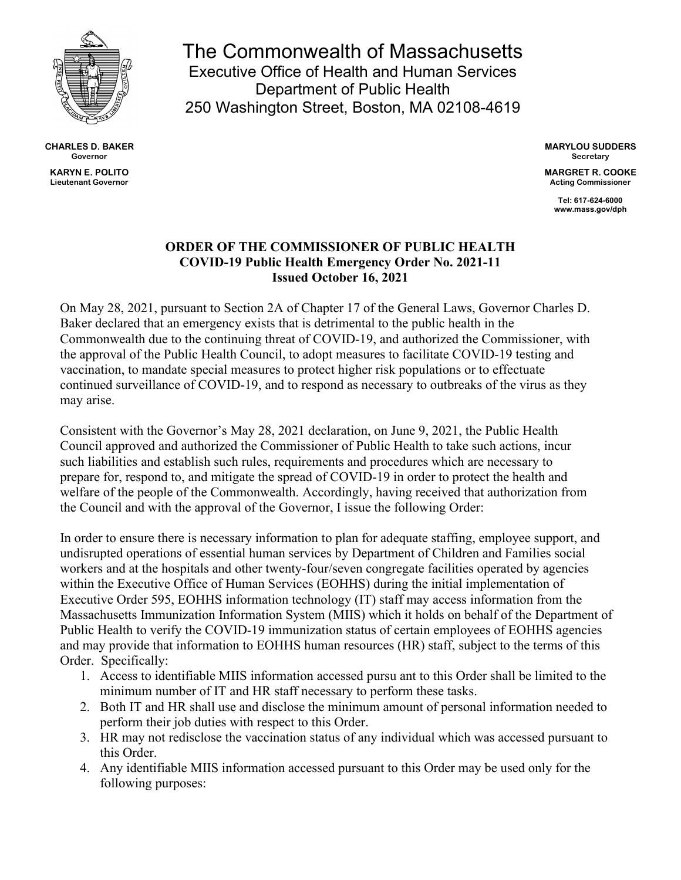# The Commonwealth of Massachusetts

Executive Office of Health and Human Services
Department of Public Health
250 Washington Street, Boston, MA 02108-4619

**CHARLES D. BAKER**
**Governor**

**KARYN E. POLITO**
**Lieutenant Governor**

**MARYLOU SUDDERS**
**Secretary**

**MARGRET R. COOKE**
**Acting Commissioner**

**Tel: 617-624-6000**
**www.mass.gov/dph**

**ORDER OF THE COMMISSIONER OF PUBLIC HEALTH**
**COVID-19 Public Health Emergency Order No. 2021-11**
**Issued October 16, 2021**

On May 28, 2021, pursuant to Section 2A of Chapter 17 of the General Laws, Governor Charles D. Baker declared that an emergency exists that is detrimental to the public health in the Commonwealth due to the continuing threat of COVID-19, and authorized the Commissioner, with the approval of the Public Health Council, to adopt measures to facilitate COVID-19 testing and vaccination, to mandate special measures to protect higher risk populations or to effectuate continued surveillance of COVID-19, and to respond as necessary to outbreaks of the virus as they may arise.

Consistent with the Governor's May 28, 2021 declaration, on June 9, 2021, the Public Health Council approved and authorized the Commissioner of Public Health to take such actions, incur such liabilities and establish such rules, requirements and procedures which are necessary to prepare for, respond to, and mitigate the spread of COVID-19 in order to protect the health and welfare of the people of the Commonwealth. Accordingly, having received that authorization from the Council and with the approval of the Governor, I issue the following Order:

In order to ensure there is necessary information to plan for adequate staffing, employee support, and undisrupted operations of essential human services by Department of Children and Families social workers and at the hospitals and other twenty-four/seven congregate facilities operated by agencies within the Executive Office of Human Services (EOHHS) during the initial implementation of Executive Order 595, EOHHS information technology (IT) staff may access information from the Massachusetts Immunization Information System (MIIS) which it holds on behalf of the Department of Public Health to verify the COVID-19 immunization status of certain employees of EOHHS agencies and may provide that information to EOHHS human resources (HR) staff, subject to the terms of this Order. Specifically:

1. Access to identifiable MIIS information accessed pursu ant to this Order shall be limited to the minimum number of IT and HR staff necessary to perform these tasks.
2. Both IT and HR shall use and disclose the minimum amount of personal information needed to perform their job duties with respect to this Order.
3. HR may not redisclose the vaccination status of any individual which was accessed pursuant to this Order.
4. Any identifiable MIIS information accessed pursuant to this Order may be used only for the following purposes: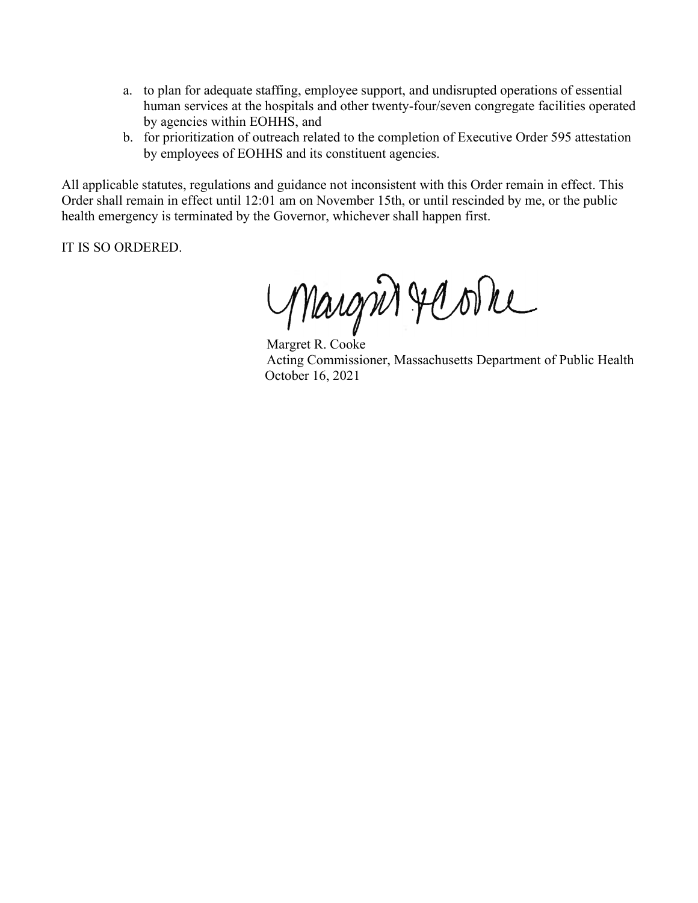a. to plan for adequate staffing, employee support, and undisrupted operations of essential human services at the hospitals and other twenty-four/seven congregate facilities operated by agencies within EOHHS, and
b. for prioritization of outreach related to the completion of Executive Order 595 attestation by employees of EOHHS and its constituent agencies.

All applicable statutes, regulations and guidance not inconsistent with this Order remain in effect. This Order shall remain in effect until 12:01 am on November 15th, or until rescinded by me, or the public health emergency is terminated by the Governor, whichever shall happen first.

IT IS SO ORDERED.

Margret R. Cooke
Acting Commissioner, Massachusetts Department of Public Health
October 16, 2021